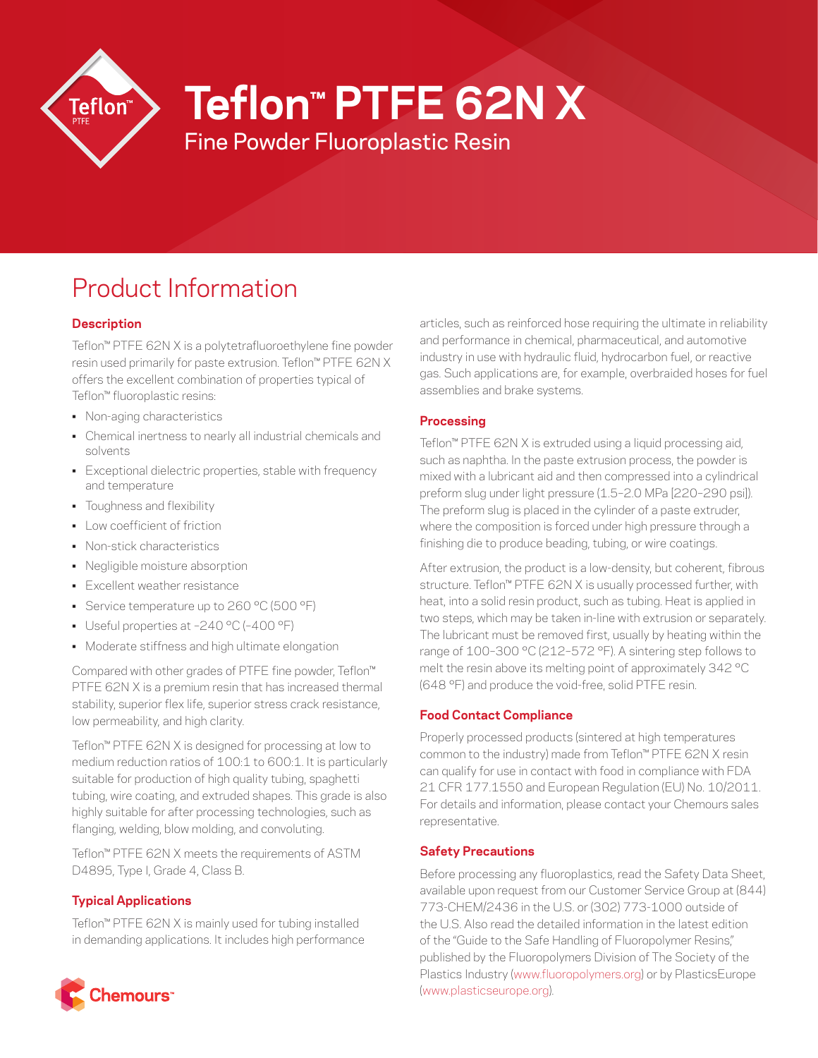# Teflon™ PTFE 62N X

Fine Powder Fluoroplastic Resin

## Product Information

### Description

Teflon™ PTFE 62N X is a polytetrafluoroethylene fine powder resin used primarily for paste extrusion. Teflon™ PTFE 62N X offers the excellent combination of properties typical of Teflon™ fluoroplastic resins:

- Non-aging characteristics
- Chemical inertness to nearly all industrial chemicals and solvents
- Exceptional dielectric properties, stable with frequency and temperature
- Toughness and flexibility
- Low coefficient of friction
- Non-stick characteristics
- Negligible moisture absorption
- Excellent weather resistance
- Service temperature up to 260 °C (500 °F)
- Useful properties at –240 °C (–400 °F)
- Moderate stiffness and high ultimate elongation

Compared with other grades of PTFE fine powder, Teflon™ PTFE 62N X is a premium resin that has increased thermal stability, superior flex life, superior stress crack resistance, low permeability, and high clarity.

Teflon™ PTFE 62N X is designed for processing at low to medium reduction ratios of 100:1 to 600:1. It is particularly suitable for production of high quality tubing, spaghetti tubing, wire coating, and extruded shapes. This grade is also highly suitable for after processing technologies, such as flanging, welding, blow molding, and convoluting.

Teflon™ PTFE 62N X meets the requirements of ASTM D4895, Type I, Grade 4, Class B.

### Typical Applications

Teflon™ PTFE 62N X is mainly used for tubing installed in demanding applications. It includes high performance articles, such as reinforced hose requiring the ultimate in reliability and performance in chemical, pharmaceutical, and automotive industry in use with hydraulic fluid, hydrocarbon fuel, or reactive gas. Such applications are, for example, overbraided hoses for fuel assemblies and brake systems.

### Processing

Teflon™ PTFE 62N X is extruded using a liquid processing aid, such as naphtha. In the paste extrusion process, the powder is mixed with a lubricant aid and then compressed into a cylindrical preform slug under light pressure (1.5–2.0 MPa [220–290 psi]). The preform slug is placed in the cylinder of a paste extruder, where the composition is forced under high pressure through a finishing die to produce beading, tubing, or wire coatings.

After extrusion, the product is a low-density, but coherent, fibrous structure. Teflon™ PTFE 62N X is usually processed further, with heat, into a solid resin product, such as tubing. Heat is applied in two steps, which may be taken in-line with extrusion or separately. The lubricant must be removed first, usually by heating within the range of 100–300 °C (212–572 °F). A sintering step follows to melt the resin above its melting point of approximately 342 °C (648 °F) and produce the void-free, solid PTFE resin.

### Food Contact Compliance

Properly processed products (sintered at high temperatures common to the industry) made from Teflon™ PTFE 62N X resin can qualify for use in contact with food in compliance with FDA 21 CFR 177.1550 and European Regulation (EU) No. 10/2011. For details and information, please contact your Chemours sales representative.

### Safety Precautions

Before processing any fluoroplastics, read the Safety Data Sheet, available upon request from our Customer Service Group at (844) 773-CHEM/2436 in the U.S. or (302) 773-1000 outside of the U.S. Also read the detailed information in the latest edition of the "Guide to the Safe Handling of Fluoropolymer Resins," published by the Fluoropolymers Division of The Society of the Plastics Industry (www.fluoropolymers.org) or by PlasticsEurope (www.plasticseurope.org).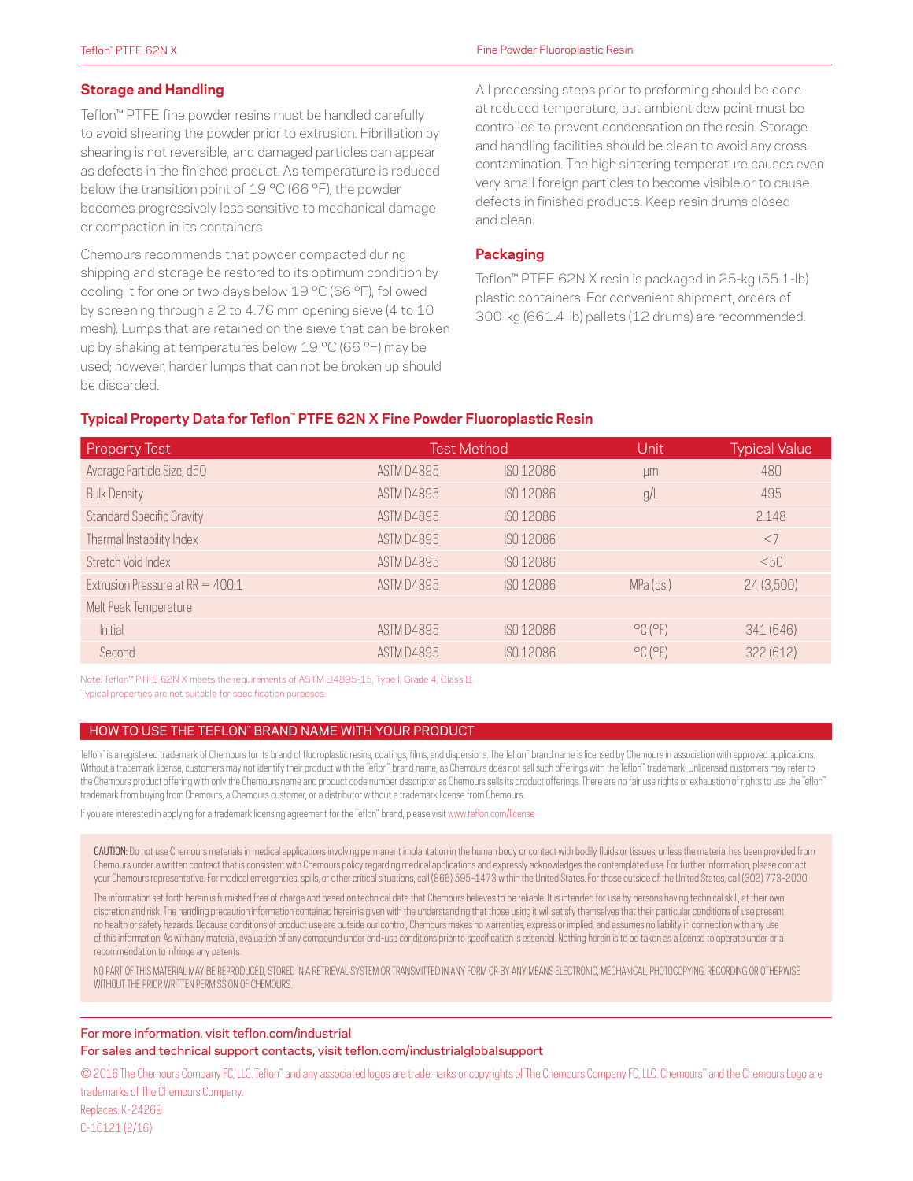## Storage and Handling

Teflon™ PTFE fine powder resins must be handled carefully to avoid shearing the powder prior to extrusion. Fibrillation by shearing is not reversible, and damaged particles can appear as defects in the finished product. As temperature is reduced below the transition point of 19 °C (66 °F), the powder becomes progressively less sensitive to mechanical damage or compaction in its containers.

Chemours recommends that powder compacted during shipping and storage be restored to its optimum condition by cooling it for one or two days below 19 °C (66 °F), followed by screening through a 2 to 4.76 mm opening sieve (4 to 10 mesh). Lumps that are retained on the sieve that can be broken up by shaking at temperatures below 19 °C (66 °F) may be used; however, harder lumps that can not be broken up should be discarded.

All processing steps prior to preforming should be done at reduced temperature, but ambient dew point must be controlled to prevent condensation on the resin. Storage and handling facilities should be clean to avoid any cross-contamination. The high sintering temperature causes even very small foreign particles to become visible or to cause defects in finished products. Keep resin drums closed and clean.

## Packaging

Teflon™ PTFE 62N X resin is packaged in 25-kg (55.1-lb) plastic containers. For convenient shipment, orders of 300-kg (661.4-lb) pallets (12 drums) are recommended.

## Typical Property Data for Teflon™ PTFE 62N X Fine Powder Fluoroplastic Resin

| Property Test | Test Method | | Unit | Typical Value |
|---|---|---|---|---|
| Average Particle Size, d50 | ASTM D4895 | ISO 12086 | µm | 480 |
| Bulk Density | ASTM D4895 | ISO 12086 | g/L | 495 |
| Standard Specific Gravity | ASTM D4895 | ISO 12086 | | 2.148 |
| Thermal Instability Index | ASTM D4895 | ISO 12086 | | <7 |
| Stretch Void Index | ASTM D4895 | ISO 12086 | | <50 |
| Extrusion Pressure at RR = 400:1 | ASTM D4895 | ISO 12086 | MPa (psi) | 24 (3,500) |
| Melt Peak Temperature | | | | |
| Initial | ASTM D4895 | ISO 12086 | °C (°F) | 341 (646) |
| Second | ASTM D4895 | ISO 12086 | °C (°F) | 322 (612) |

Note: Teflon™ PTFE 62N X meets the requirements of ASTM D4895-15, Type I, Grade 4, Class B.
Typical properties are not suitable for specification purposes.

## HOW TO USE THE TEFLON™ BRAND NAME WITH YOUR PRODUCT

Teflon™ is a registered trademark of Chemours for its brand of fluoroplastic resins, coatings, films, and dispersions. The Teflon™ brand name is licensed by Chemours in association with approved applications. Without a trademark license, customers may not identify their product with the Teflon™ brand name, as Chemours does not sell such offerings with the Teflon™ trademark. Unlicensed customers may refer to the Chemours product offering with only the Chemours name and product code number descriptor as Chemours sells its product offerings. There are no fair use rights or exhaustion of rights to use the Teflon™ trademark from buying from Chemours, a Chemours customer, or a distributor without a trademark license from Chemours.

If you are interested in applying for a trademark licensing agreement for the Teflon™ brand, please visit www.teflon.com/license

CAUTION: Do not use Chemours materials in medical applications involving permanent implantation in the human body or contact with bodily fluids or tissues, unless the material has been provided from Chemours under a written contract that is consistent with Chemours policy regarding medical applications and expressly acknowledges the contemplated use. For further information, please contact your Chemours representative. For medical emergencies, spills, or other critical situations, call (866) 595-1473 within the United States. For those outside of the United States, call (302) 773-2000.

The information set forth herein is furnished free of charge and based on technical data that Chemours believes to be reliable. It is intended for use by persons having technical skill, at their own discretion and risk. The handling precaution information contained herein is given with the understanding that those using it will satisfy themselves that their particular conditions of use present no health or safety hazards. Because conditions of product use are outside our control, Chemours makes no warranties, express or implied, and assumes no liability in connection with any use of this information. As with any material, evaluation of any compound under end-use conditions prior to specification is essential. Nothing herein is to be taken as a license to operate under or a recommendation to infringe any patents.

NO PART OF THIS MATERIAL MAY BE REPRODUCED, STORED IN A RETRIEVAL SYSTEM OR TRANSMITTED IN ANY FORM OR BY ANY MEANS ELECTRONIC, MECHANICAL, PHOTOCOPYING, RECORDING OR OTHERWISE WITHOUT THE PRIOR WRITTEN PERMISSION OF CHEMOURS.

For more information, visit teflon.com/industrial
For sales and technical support contacts, visit teflon.com/industrialglobalsupport

© 2016 The Chemours Company FC, LLC. Teflon™ and any associated logos are trademarks or copyrights of The Chemours Company FC, LLC. Chemours™ and the Chemours Logo are trademarks of The Chemours Company.
Replaces: K-24269
C-10121 (2/16)